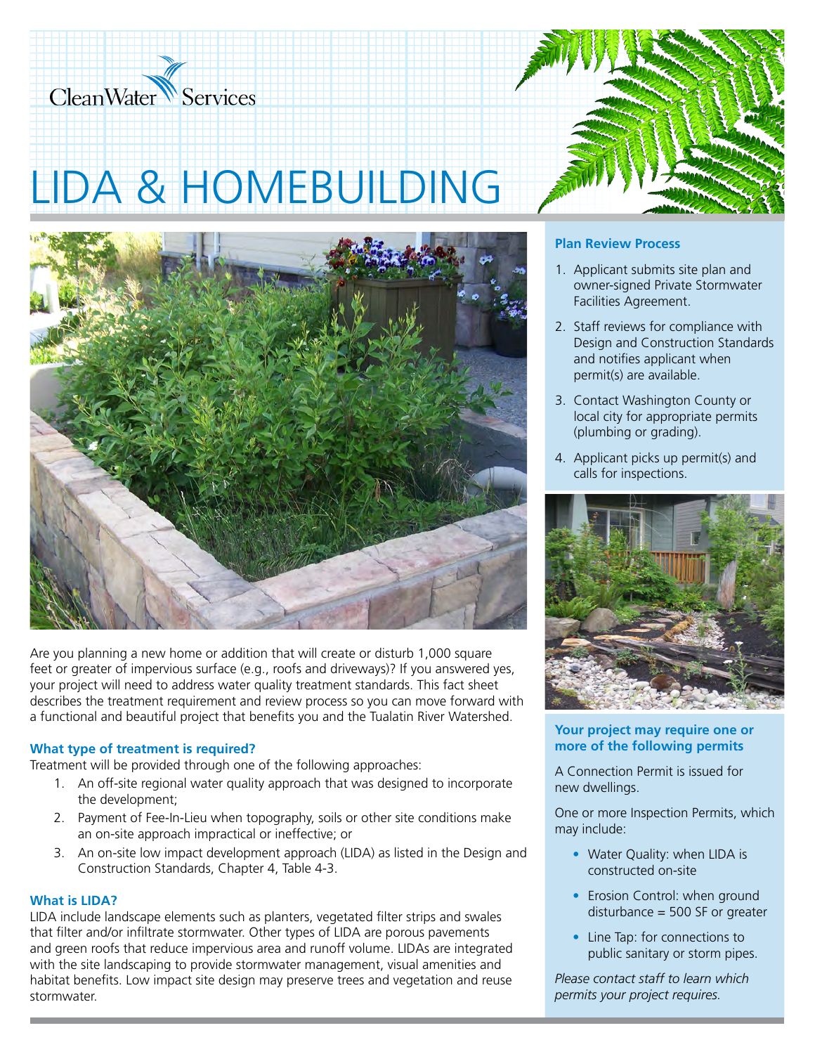Clean Water Services

# LIDA & HOMEBUILDING

Are you planning a new home or addition that will create or disturb 1,000 square feet or greater of impervious surface (e.g., roofs and driveways)? If you answered yes, your project will need to address water quality treatment standards. This fact sheet describes the treatment requirement and review process so you can move forward with a functional and beautiful project that benefits you and the Tualatin River Watershed.

### What type of treatment is required?

Treatment will be provided through one of the following approaches:

1. An off-site regional water quality approach that was designed to incorporate the development;
2. Payment of Fee-In-Lieu when topography, soils or other site conditions make an on-site approach impractical or ineffective; or
3. An on-site low impact development approach (LIDA) as listed in the Design and Construction Standards, Chapter 4, Table 4-3.

### What is LIDA?

LIDA include landscape elements such as planters, vegetated filter strips and swales that filter and/or infiltrate stormwater. Other types of LIDA are porous pavements and green roofs that reduce impervious area and runoff volume. LIDAs are integrated with the site landscaping to provide stormwater management, visual amenities and habitat benefits. Low impact site design may preserve trees and vegetation and reuse stormwater.

### Plan Review Process

1. Applicant submits site plan and owner-signed Private Stormwater Facilities Agreement.
2. Staff reviews for compliance with Design and Construction Standards and notifies applicant when permit(s) are available.
3. Contact Washington County or local city for appropriate permits (plumbing or grading).
4. Applicant picks up permit(s) and calls for inspections.

### Your project may require one or more of the following permits

A Connection Permit is issued for new dwellings.

One or more Inspection Permits, which may include:

- Water Quality: when LIDA is constructed on-site
- Erosion Control: when ground disturbance = 500 SF or greater
- Line Tap: for connections to public sanitary or storm pipes.

*Please contact staff to learn which permits your project requires.*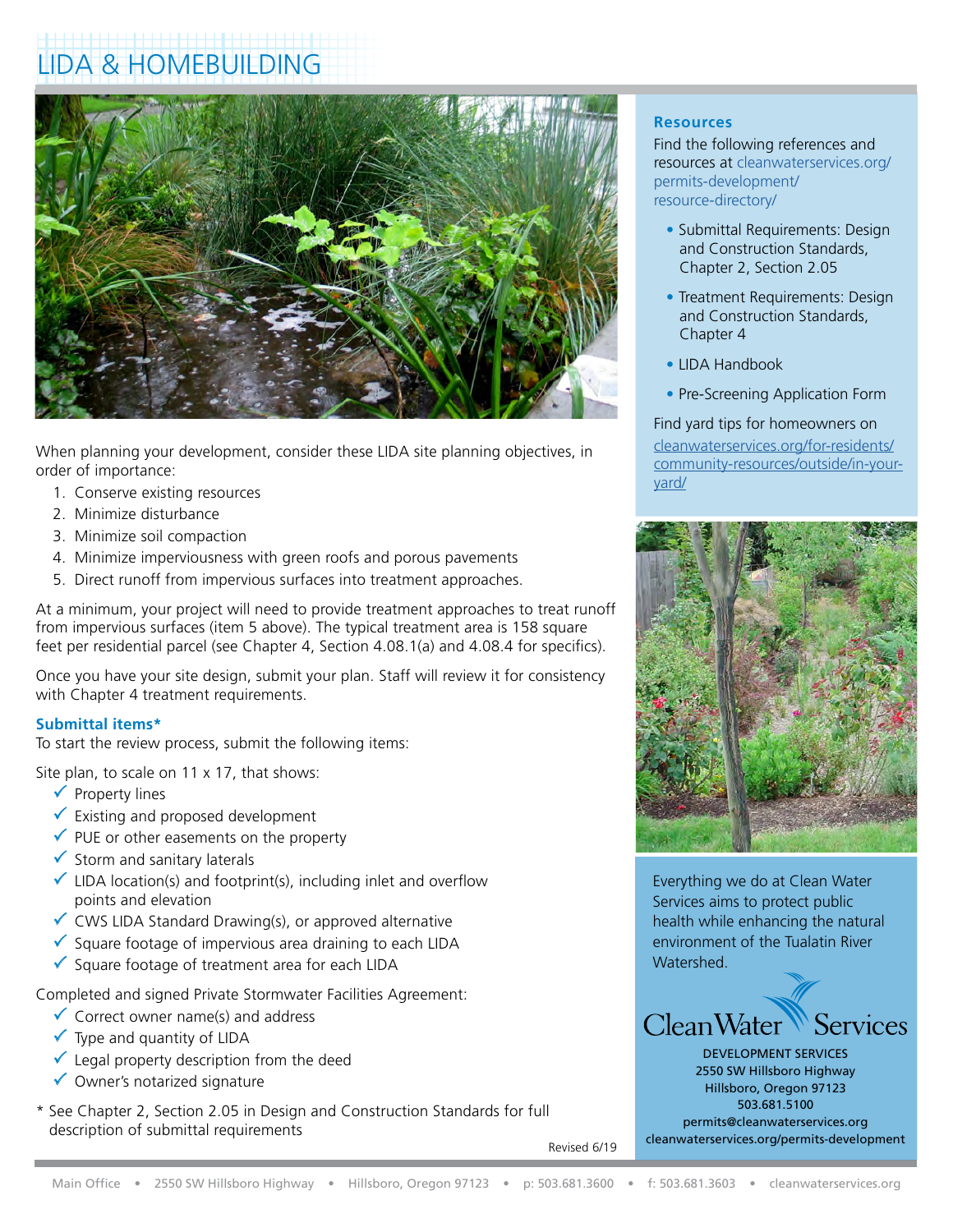# LIDA & HOMEBUILDING

When planning your development, consider these LIDA site planning objectives, in order of importance:

1. Conserve existing resources
2. Minimize disturbance
3. Minimize soil compaction
4. Minimize imperviousness with green roofs and porous pavements
5. Direct runoff from impervious surfaces into treatment approaches.

At a minimum, your project will need to provide treatment approaches to treat runoff from impervious surfaces (item 5 above). The typical treatment area is 158 square feet per residential parcel (see Chapter 4, Section 4.08.1(a) and 4.08.4 for specifics).

Once you have your site design, submit your plan. Staff will review it for consistency with Chapter 4 treatment requirements.

### Submittal items*

To start the review process, submit the following items:

Site plan, to scale on 11 x 17, that shows:

- ✓ Property lines
- ✓ Existing and proposed development
- ✓ PUE or other easements on the property
- ✓ Storm and sanitary laterals
- ✓ LIDA location(s) and footprint(s), including inlet and overflow points and elevation
- ✓ CWS LIDA Standard Drawing(s), or approved alternative
- ✓ Square footage of impervious area draining to each LIDA
- ✓ Square footage of treatment area for each LIDA

Completed and signed Private Stormwater Facilities Agreement:

- ✓ Correct owner name(s) and address
- ✓ Type and quantity of LIDA
- ✓ Legal property description from the deed
- ✓ Owner's notarized signature

\* See Chapter 2, Section 2.05 in Design and Construction Standards for full description of submittal requirements

Revised 6/19

### Resources

Find the following references and resources at cleanwaterservices.org/permits-development/resource-directory/

- Submittal Requirements: Design and Construction Standards, Chapter 2, Section 2.05
- Treatment Requirements: Design and Construction Standards, Chapter 4
- LIDA Handbook
- Pre-Screening Application Form

Find yard tips for homeowners on cleanwaterservices.org/for-residents/community-resources/outside/in-your-yard/

Everything we do at Clean Water Services aims to protect public health while enhancing the natural environment of the Tualatin River Watershed.

Clean Water Services

DEVELOPMENT SERVICES
2550 SW Hillsboro Highway
Hillsboro, Oregon 97123
503.681.5100
permits@cleanwaterservices.org
cleanwaterservices.org/permits-development